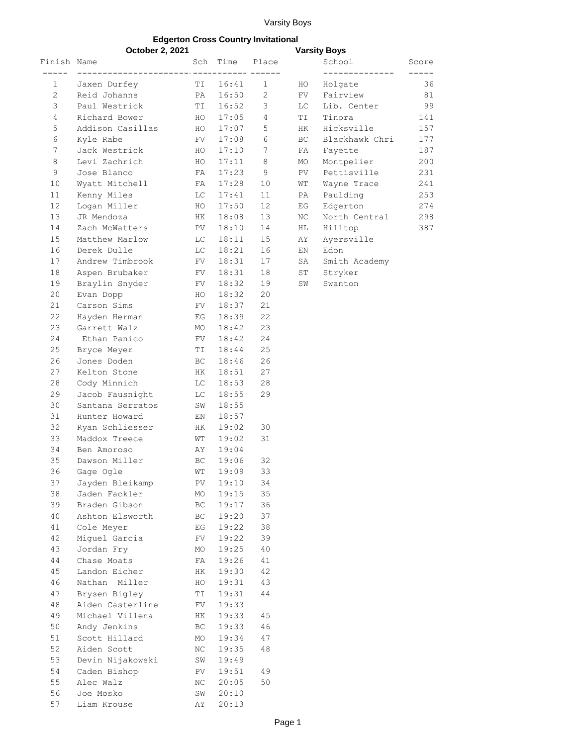# Edgerton Cross Country Invitational

**October 2, 2021** — **Varsity Boys**

| Finish | Name | Sch | Time | Place |
|---|---|---|---|---|
| 1 | Jaxen Durfey | TI | 16:41 | 1 |
| 2 | Reid Johanns | PA | 16:50 | 2 |
| 3 | Paul Westrick | TI | 16:52 | 3 |
| 4 | Richard Bower | HO | 17:05 | 4 |
| 5 | Addison Casillas | HO | 17:07 | 5 |
| 6 | Kyle Rabe | FV | 17:08 | 6 |
| 7 | Jack Westrick | HO | 17:10 | 7 |
| 8 | Levi Zachrich | HO | 17:11 | 8 |
| 9 | Jose Blanco | FA | 17:23 | 9 |
| 10 | Wyatt Mitchell | FA | 17:28 | 10 |
| 11 | Kenny Miles | LC | 17:41 | 11 |
| 12 | Logan Miller | HO | 17:50 | 12 |
| 13 | JR Mendoza | HK | 18:08 | 13 |
| 14 | Zach McWatters | PV | 18:10 | 14 |
| 15 | Matthew Marlow | LC | 18:11 | 15 |
| 16 | Derek Dulle | LC | 18:21 | 16 |
| 17 | Andrew Timbrook | FV | 18:31 | 17 |
| 18 | Aspen Brubaker | FV | 18:31 | 18 |
| 19 | Braylin Snyder | FV | 18:32 | 19 |
| 20 | Evan Dopp | HO | 18:32 | 20 |
| 21 | Carson Sims | FV | 18:37 | 21 |
| 22 | Hayden Herman | EG | 18:39 | 22 |
| 23 | Garrett Walz | MO | 18:42 | 23 |
| 24 | Ethan Panico | FV | 18:42 | 24 |
| 25 | Bryce Meyer | TI | 18:44 | 25 |
| 26 | Jones Doden | BC | 18:46 | 26 |
| 27 | Kelton Stone | HK | 18:51 | 27 |
| 28 | Cody Minnich | LC | 18:53 | 28 |
| 29 | Jacob Fausnight | LC | 18:55 | 29 |
| 30 | Santana Serratos | SW | 18:55 | |
| 31 | Hunter Howard | EN | 18:57 | |
| 32 | Ryan Schliesser | HK | 19:02 | 30 |
| 33 | Maddox Treece | WT | 19:02 | 31 |
| 34 | Ben Amoroso | AY | 19:04 | |
| 35 | Dawson Miller | BC | 19:06 | 32 |
| 36 | Gage Ogle | WT | 19:09 | 33 |
| 37 | Jayden Bleikamp | PV | 19:10 | 34 |
| 38 | Jaden Fackler | MO | 19:15 | 35 |
| 39 | Braden Gibson | BC | 19:17 | 36 |
| 40 | Ashton Elsworth | BC | 19:20 | 37 |
| 41 | Cole Meyer | EG | 19:22 | 38 |
| 42 | Miguel Garcia | FV | 19:22 | 39 |
| 43 | Jordan Fry | MO | 19:25 | 40 |
| 44 | Chase Moats | FA | 19:26 | 41 |
| 45 | Landon Eicher | HK | 19:30 | 42 |
| 46 | Nathan Miller | HO | 19:31 | 43 |
| 47 | Brysen Bigley | TI | 19:31 | 44 |
| 48 | Aiden Casterline | FV | 19:33 | |
| 49 | Michael Villena | HK | 19:33 | 45 |
| 50 | Andy Jenkins | BC | 19:33 | 46 |
| 51 | Scott Hillard | MO | 19:34 | 47 |
| 52 | Aiden Scott | NC | 19:35 | 48 |
| 53 | Devin Nijakowski | SW | 19:49 | |
| 54 | Caden Bishop | PV | 19:51 | 49 |
| 55 | Alec Walz | NC | 20:05 | 50 |
| 56 | Joe Mosko | SW | 20:10 | |
| 57 | Liam Krouse | AY | 20:13 | |

| | School | Score |
|---|---|---|
| HO | Holgate | 36 |
| FV | Fairview | 81 |
| LC | Lib. Center | 99 |
| TI | Tinora | 141 |
| HK | Hicksville | 157 |
| BC | Blackhawk Chri | 177 |
| FA | Fayette | 187 |
| MO | Montpelier | 200 |
| PV | Pettisville | 231 |
| WT | Wayne Trace | 241 |
| PA | Paulding | 253 |
| EG | Edgerton | 274 |
| NC | North Central | 298 |
| HL | Hilltop | 387 |
| AY | Ayersville | |
| EN | Edon | |
| SA | Smith Academy | |
| ST | Stryker | |
| SW | Swanton | |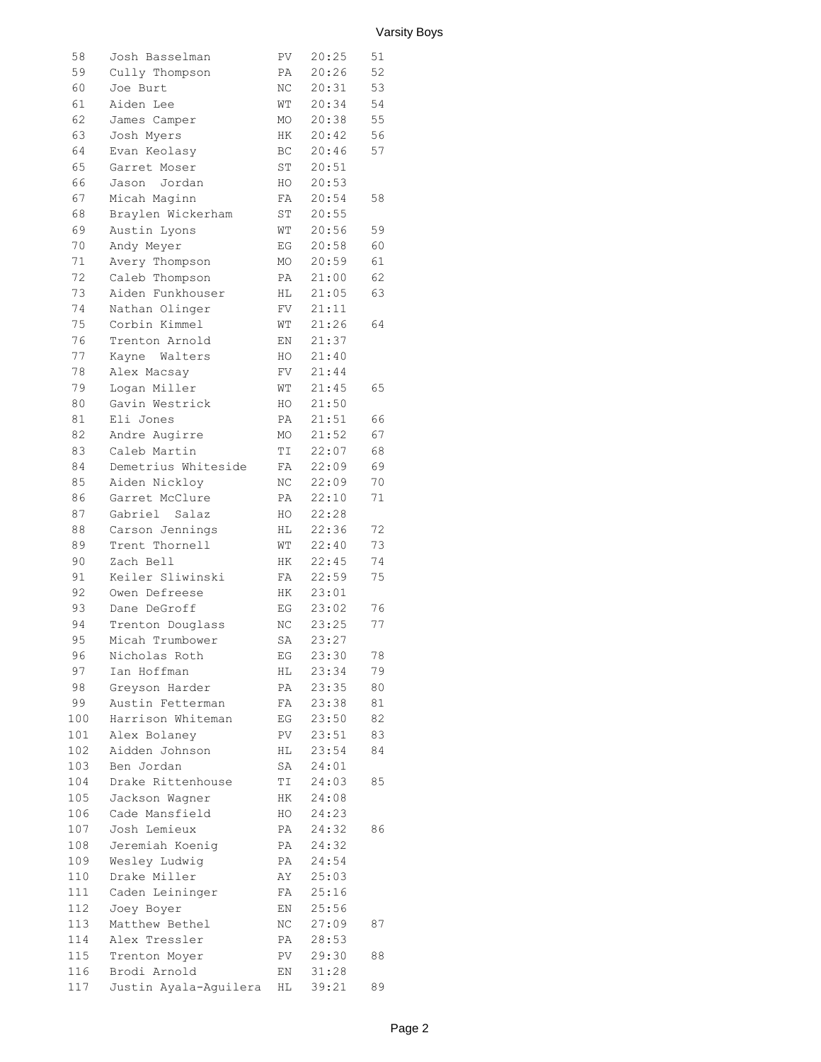## Varsity Boys

| | | | | |
|---|---|---|---|---|
| 58 | Josh Basselman | PV | 20:25 | 51 |
| 59 | Cully Thompson | PA | 20:26 | 52 |
| 60 | Joe Burt | NC | 20:31 | 53 |
| 61 | Aiden Lee | WT | 20:34 | 54 |
| 62 | James Camper | MO | 20:38 | 55 |
| 63 | Josh Myers | HK | 20:42 | 56 |
| 64 | Evan Keolasy | BC | 20:46 | 57 |
| 65 | Garret Moser | ST | 20:51 | |
| 66 | Jason Jordan | HO | 20:53 | |
| 67 | Micah Maginn | FA | 20:54 | 58 |
| 68 | Braylen Wickerham | ST | 20:55 | |
| 69 | Austin Lyons | WT | 20:56 | 59 |
| 70 | Andy Meyer | EG | 20:58 | 60 |
| 71 | Avery Thompson | MO | 20:59 | 61 |
| 72 | Caleb Thompson | PA | 21:00 | 62 |
| 73 | Aiden Funkhouser | HL | 21:05 | 63 |
| 74 | Nathan Olinger | FV | 21:11 | |
| 75 | Corbin Kimmel | WT | 21:26 | 64 |
| 76 | Trenton Arnold | EN | 21:37 | |
| 77 | Kayne Walters | HO | 21:40 | |
| 78 | Alex Macsay | FV | 21:44 | |
| 79 | Logan Miller | WT | 21:45 | 65 |
| 80 | Gavin Westrick | HO | 21:50 | |
| 81 | Eli Jones | PA | 21:51 | 66 |
| 82 | Andre Augirre | MO | 21:52 | 67 |
| 83 | Caleb Martin | TI | 22:07 | 68 |
| 84 | Demetrius Whiteside | FA | 22:09 | 69 |
| 85 | Aiden Nickloy | NC | 22:09 | 70 |
| 86 | Garret McClure | PA | 22:10 | 71 |
| 87 | Gabriel Salaz | HO | 22:28 | |
| 88 | Carson Jennings | HL | 22:36 | 72 |
| 89 | Trent Thornell | WT | 22:40 | 73 |
| 90 | Zach Bell | HK | 22:45 | 74 |
| 91 | Keiler Sliwinski | FA | 22:59 | 75 |
| 92 | Owen Defreese | HK | 23:01 | |
| 93 | Dane DeGroff | EG | 23:02 | 76 |
| 94 | Trenton Douglass | NC | 23:25 | 77 |
| 95 | Micah Trumbower | SA | 23:27 | |
| 96 | Nicholas Roth | EG | 23:30 | 78 |
| 97 | Ian Hoffman | HL | 23:34 | 79 |
| 98 | Greyson Harder | PA | 23:35 | 80 |
| 99 | Austin Fetterman | FA | 23:38 | 81 |
| 100 | Harrison Whiteman | EG | 23:50 | 82 |
| 101 | Alex Bolaney | PV | 23:51 | 83 |
| 102 | Aidden Johnson | HL | 23:54 | 84 |
| 103 | Ben Jordan | SA | 24:01 | |
| 104 | Drake Rittenhouse | TI | 24:03 | 85 |
| 105 | Jackson Wagner | HK | 24:08 | |
| 106 | Cade Mansfield | HO | 24:23 | |
| 107 | Josh Lemieux | PA | 24:32 | 86 |
| 108 | Jeremiah Koenig | PA | 24:32 | |
| 109 | Wesley Ludwig | PA | 24:54 | |
| 110 | Drake Miller | AY | 25:03 | |
| 111 | Caden Leininger | FA | 25:16 | |
| 112 | Joey Boyer | EN | 25:56 | |
| 113 | Matthew Bethel | NC | 27:09 | 87 |
| 114 | Alex Tressler | PA | 28:53 | |
| 115 | Trenton Moyer | PV | 29:30 | 88 |
| 116 | Brodi Arnold | EN | 31:28 | |
| 117 | Justin Ayala-Aguilera | HL | 39:21 | 89 |